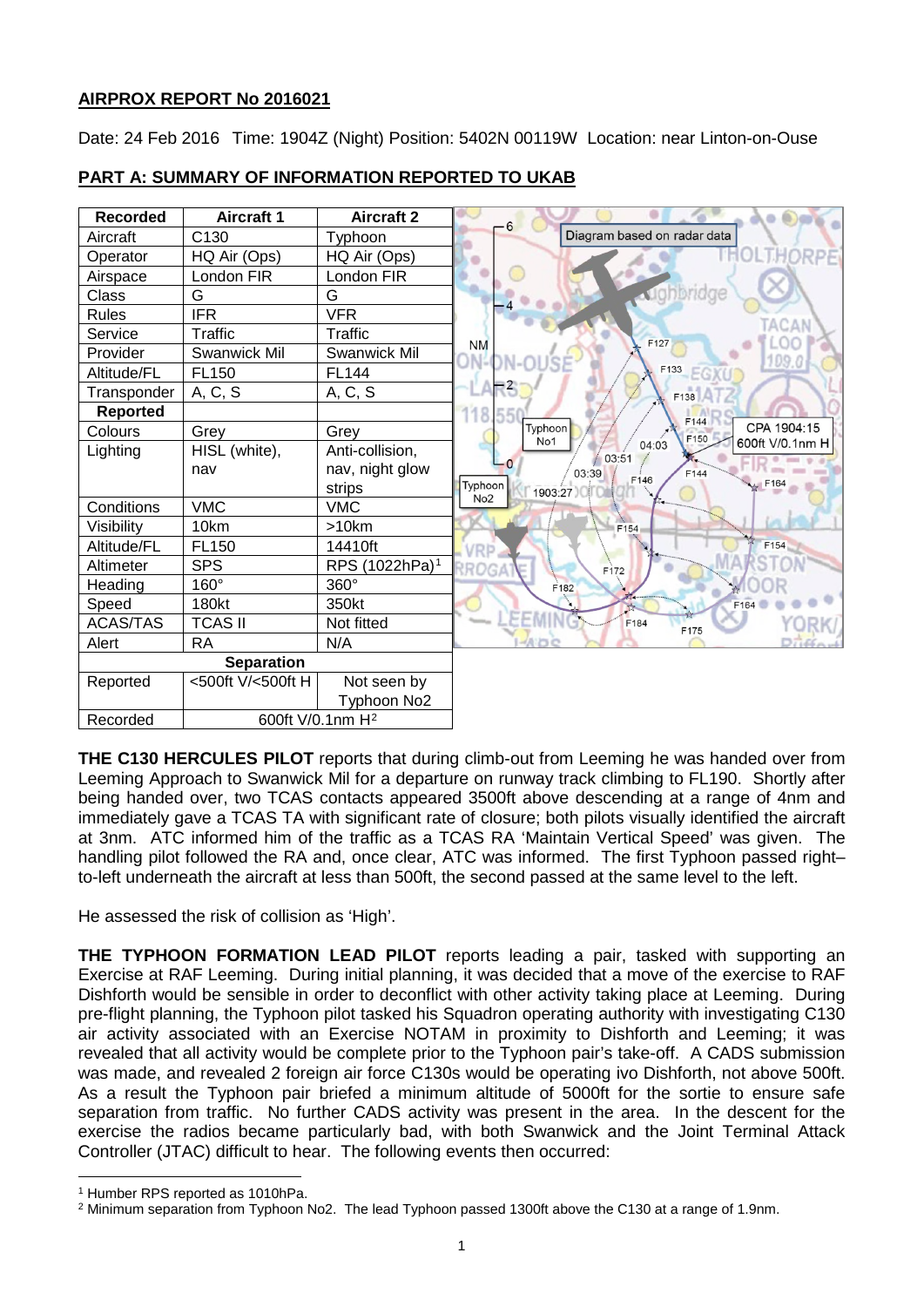## AIRPROX REPORT No 2016021

Date: 24 Feb 2016 Time: 1904Z (Night) Position: 5402N 00119W Location: near Linton-on-Ouse

## PART A: SUMMARY OF INFORMATION REPORTED TO UKAB

| Recorded | Aircraft 1 | Aircraft 2 |
|---|---|---|
| Aircraft | C130 | Typhoon |
| Operator | HQ Air (Ops) | HQ Air (Ops) |
| Airspace | London FIR | London FIR |
| Class | G | G |
| Rules | IFR | VFR |
| Service | Traffic | Traffic |
| Provider | Swanwick Mil | Swanwick Mil |
| Altitude/FL | FL150 | FL144 |
| Transponder | A, C, S | A, C, S |
| **Reported** | | |
| Colours | Grey | Grey |
| Lighting | HISL (white), nav | Anti-collision, nav, night glow strips |
| Conditions | VMC | VMC |
| Visibility | 10km | >10km |
| Altitude/FL | FL150 | 14410ft |
| Altimeter | SPS | RPS (1022hPa)[1] |
| Heading | 160° | 360° |
| Speed | 180kt | 350kt |
| ACAS/TAS | TCAS II | Not fitted |
| Alert | RA | N/A |
| **Separation** | | |
| Reported | <500ft V/<500ft H | Not seen by Typhoon No2 |
| Recorded | 600ft V/0.1nm H[2] | |

**THE C130 HERCULES PILOT** reports that during climb-out from Leeming he was handed over from Leeming Approach to Swanwick Mil for a departure on runway track climbing to FL190. Shortly after being handed over, two TCAS contacts appeared 3500ft above descending at a range of 4nm and immediately gave a TCAS TA with significant rate of closure; both pilots visually identified the aircraft at 3nm. ATC informed him of the traffic as a TCAS RA 'Maintain Vertical Speed' was given. The handling pilot followed the RA and, once clear, ATC was informed. The first Typhoon passed right–to-left underneath the aircraft at less than 500ft, the second passed at the same level to the left.

He assessed the risk of collision as 'High'.

**THE TYPHOON FORMATION LEAD PILOT** reports leading a pair, tasked with supporting an Exercise at RAF Leeming. During initial planning, it was decided that a move of the exercise to RAF Dishforth would be sensible in order to deconflict with other activity taking place at Leeming. During pre-flight planning, the Typhoon pilot tasked his Squadron operating authority with investigating C130 air activity associated with an Exercise NOTAM in proximity to Dishforth and Leeming; it was revealed that all activity would be complete prior to the Typhoon pair's take-off. A CADS submission was made, and revealed 2 foreign air force C130s would be operating ivo Dishforth, not above 500ft. As a result the Typhoon pair briefed a minimum altitude of 5000ft for the sortie to ensure safe separation from traffic. No further CADS activity was present in the area. In the descent for the exercise the radios became particularly bad, with both Swanwick and the Joint Terminal Attack Controller (JTAC) difficult to hear. The following events then occurred:

[1] Humber RPS reported as 1010hPa.

[2] Minimum separation from Typhoon No2. The lead Typhoon passed 1300ft above the C130 at a range of 1.9nm.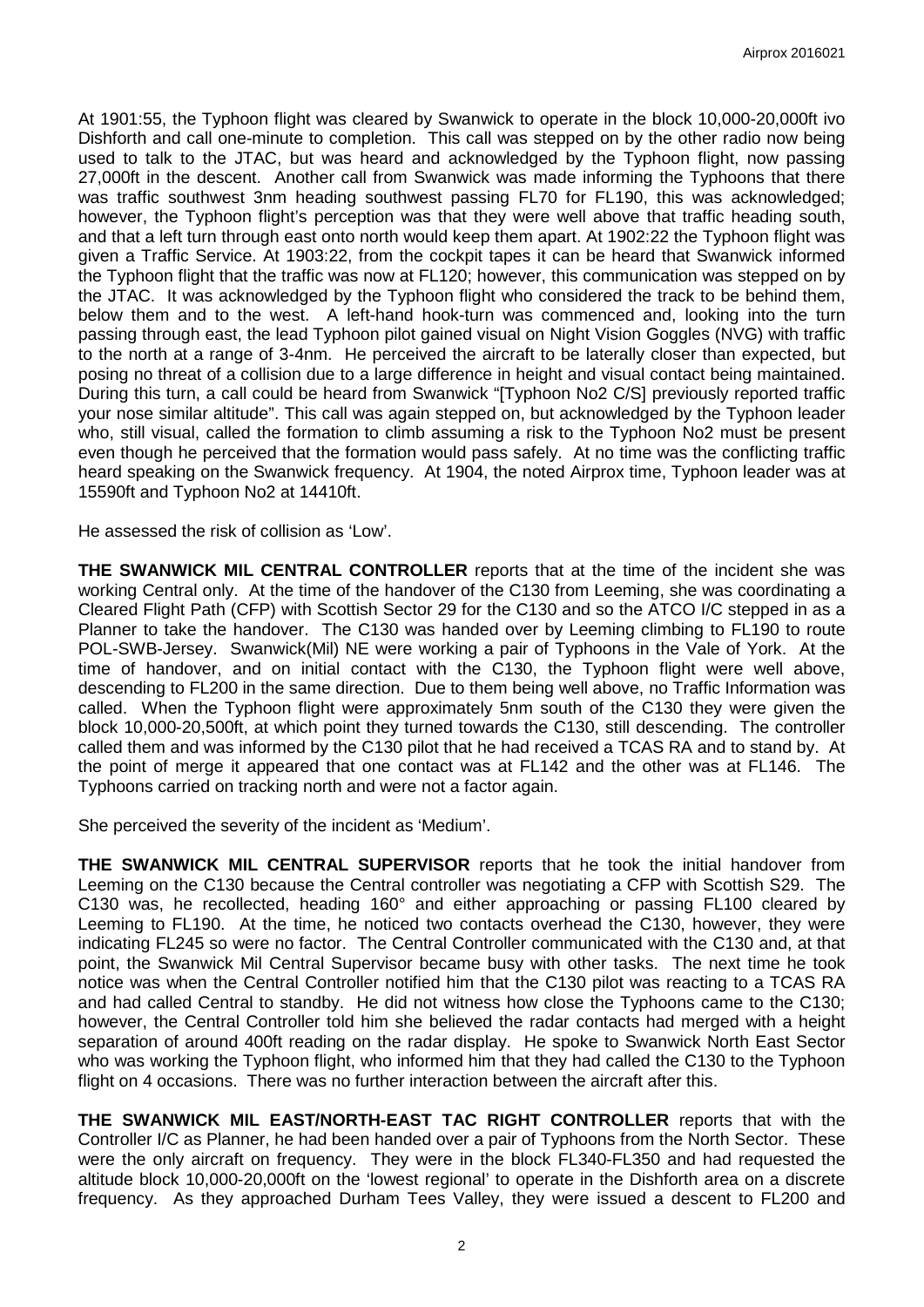At 1901:55, the Typhoon flight was cleared by Swanwick to operate in the block 10,000-20,000ft ivo Dishforth and call one-minute to completion. This call was stepped on by the other radio now being used to talk to the JTAC, but was heard and acknowledged by the Typhoon flight, now passing 27,000ft in the descent. Another call from Swanwick was made informing the Typhoons that there was traffic southwest 3nm heading southwest passing FL70 for FL190, this was acknowledged; however, the Typhoon flight's perception was that they were well above that traffic heading south, and that a left turn through east onto north would keep them apart. At 1902:22 the Typhoon flight was given a Traffic Service. At 1903:22, from the cockpit tapes it can be heard that Swanwick informed the Typhoon flight that the traffic was now at FL120; however, this communication was stepped on by the JTAC. It was acknowledged by the Typhoon flight who considered the track to be behind them, below them and to the west. A left-hand hook-turn was commenced and, looking into the turn passing through east, the lead Typhoon pilot gained visual on Night Vision Goggles (NVG) with traffic to the north at a range of 3-4nm. He perceived the aircraft to be laterally closer than expected, but posing no threat of a collision due to a large difference in height and visual contact being maintained. During this turn, a call could be heard from Swanwick "[Typhoon No2 C/S] previously reported traffic your nose similar altitude". This call was again stepped on, but acknowledged by the Typhoon leader who, still visual, called the formation to climb assuming a risk to the Typhoon No2 must be present even though he perceived that the formation would pass safely. At no time was the conflicting traffic heard speaking on the Swanwick frequency. At 1904, the noted Airprox time, Typhoon leader was at 15590ft and Typhoon No2 at 14410ft.

He assessed the risk of collision as 'Low'.

**THE SWANWICK MIL CENTRAL CONTROLLER** reports that at the time of the incident she was working Central only. At the time of the handover of the C130 from Leeming, she was coordinating a Cleared Flight Path (CFP) with Scottish Sector 29 for the C130 and so the ATCO I/C stepped in as a Planner to take the handover. The C130 was handed over by Leeming climbing to FL190 to route POL-SWB-Jersey. Swanwick(Mil) NE were working a pair of Typhoons in the Vale of York. At the time of handover, and on initial contact with the C130, the Typhoon flight were well above, descending to FL200 in the same direction. Due to them being well above, no Traffic Information was called. When the Typhoon flight were approximately 5nm south of the C130 they were given the block 10,000-20,500ft, at which point they turned towards the C130, still descending. The controller called them and was informed by the C130 pilot that he had received a TCAS RA and to stand by. At the point of merge it appeared that one contact was at FL142 and the other was at FL146. The Typhoons carried on tracking north and were not a factor again.

She perceived the severity of the incident as 'Medium'.

**THE SWANWICK MIL CENTRAL SUPERVISOR** reports that he took the initial handover from Leeming on the C130 because the Central controller was negotiating a CFP with Scottish S29. The C130 was, he recollected, heading 160° and either approaching or passing FL100 cleared by Leeming to FL190. At the time, he noticed two contacts overhead the C130, however, they were indicating FL245 so were no factor. The Central Controller communicated with the C130 and, at that point, the Swanwick Mil Central Supervisor became busy with other tasks. The next time he took notice was when the Central Controller notified him that the C130 pilot was reacting to a TCAS RA and had called Central to standby. He did not witness how close the Typhoons came to the C130; however, the Central Controller told him she believed the radar contacts had merged with a height separation of around 400ft reading on the radar display. He spoke to Swanwick North East Sector who was working the Typhoon flight, who informed him that they had called the C130 to the Typhoon flight on 4 occasions. There was no further interaction between the aircraft after this.

**THE SWANWICK MIL EAST/NORTH-EAST TAC RIGHT CONTROLLER** reports that with the Controller I/C as Planner, he had been handed over a pair of Typhoons from the North Sector. These were the only aircraft on frequency. They were in the block FL340-FL350 and had requested the altitude block 10,000-20,000ft on the 'lowest regional' to operate in the Dishforth area on a discrete frequency. As they approached Durham Tees Valley, they were issued a descent to FL200 and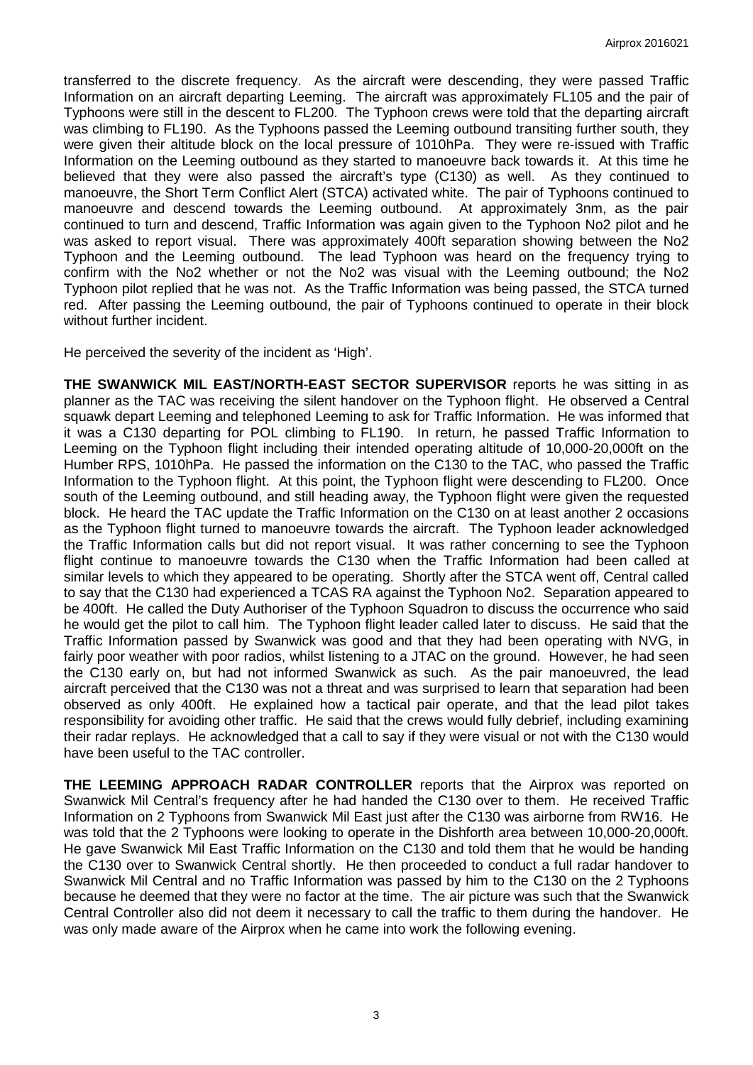transferred to the discrete frequency. As the aircraft were descending, they were passed Traffic Information on an aircraft departing Leeming. The aircraft was approximately FL105 and the pair of Typhoons were still in the descent to FL200. The Typhoon crews were told that the departing aircraft was climbing to FL190. As the Typhoons passed the Leeming outbound transiting further south, they were given their altitude block on the local pressure of 1010hPa. They were re-issued with Traffic Information on the Leeming outbound as they started to manoeuvre back towards it. At this time he believed that they were also passed the aircraft's type (C130) as well. As they continued to manoeuvre, the Short Term Conflict Alert (STCA) activated white. The pair of Typhoons continued to manoeuvre and descend towards the Leeming outbound. At approximately 3nm, as the pair continued to turn and descend, Traffic Information was again given to the Typhoon No2 pilot and he was asked to report visual. There was approximately 400ft separation showing between the No2 Typhoon and the Leeming outbound. The lead Typhoon was heard on the frequency trying to confirm with the No2 whether or not the No2 was visual with the Leeming outbound; the No2 Typhoon pilot replied that he was not. As the Traffic Information was being passed, the STCA turned red. After passing the Leeming outbound, the pair of Typhoons continued to operate in their block without further incident.

He perceived the severity of the incident as 'High'.

**THE SWANWICK MIL EAST/NORTH-EAST SECTOR SUPERVISOR** reports he was sitting in as planner as the TAC was receiving the silent handover on the Typhoon flight. He observed a Central squawk depart Leeming and telephoned Leeming to ask for Traffic Information. He was informed that it was a C130 departing for POL climbing to FL190. In return, he passed Traffic Information to Leeming on the Typhoon flight including their intended operating altitude of 10,000-20,000ft on the Humber RPS, 1010hPa. He passed the information on the C130 to the TAC, who passed the Traffic Information to the Typhoon flight. At this point, the Typhoon flight were descending to FL200. Once south of the Leeming outbound, and still heading away, the Typhoon flight were given the requested block. He heard the TAC update the Traffic Information on the C130 on at least another 2 occasions as the Typhoon flight turned to manoeuvre towards the aircraft. The Typhoon leader acknowledged the Traffic Information calls but did not report visual. It was rather concerning to see the Typhoon flight continue to manoeuvre towards the C130 when the Traffic Information had been called at similar levels to which they appeared to be operating. Shortly after the STCA went off, Central called to say that the C130 had experienced a TCAS RA against the Typhoon No2. Separation appeared to be 400ft. He called the Duty Authoriser of the Typhoon Squadron to discuss the occurrence who said he would get the pilot to call him. The Typhoon flight leader called later to discuss. He said that the Traffic Information passed by Swanwick was good and that they had been operating with NVG, in fairly poor weather with poor radios, whilst listening to a JTAC on the ground. However, he had seen the C130 early on, but had not informed Swanwick as such. As the pair manoeuvred, the lead aircraft perceived that the C130 was not a threat and was surprised to learn that separation had been observed as only 400ft. He explained how a tactical pair operate, and that the lead pilot takes responsibility for avoiding other traffic. He said that the crews would fully debrief, including examining their radar replays. He acknowledged that a call to say if they were visual or not with the C130 would have been useful to the TAC controller.

**THE LEEMING APPROACH RADAR CONTROLLER** reports that the Airprox was reported on Swanwick Mil Central's frequency after he had handed the C130 over to them. He received Traffic Information on 2 Typhoons from Swanwick Mil East just after the C130 was airborne from RW16. He was told that the 2 Typhoons were looking to operate in the Dishforth area between 10,000-20,000ft. He gave Swanwick Mil East Traffic Information on the C130 and told them that he would be handing the C130 over to Swanwick Central shortly. He then proceeded to conduct a full radar handover to Swanwick Mil Central and no Traffic Information was passed by him to the C130 on the 2 Typhoons because he deemed that they were no factor at the time. The air picture was such that the Swanwick Central Controller also did not deem it necessary to call the traffic to them during the handover. He was only made aware of the Airprox when he came into work the following evening.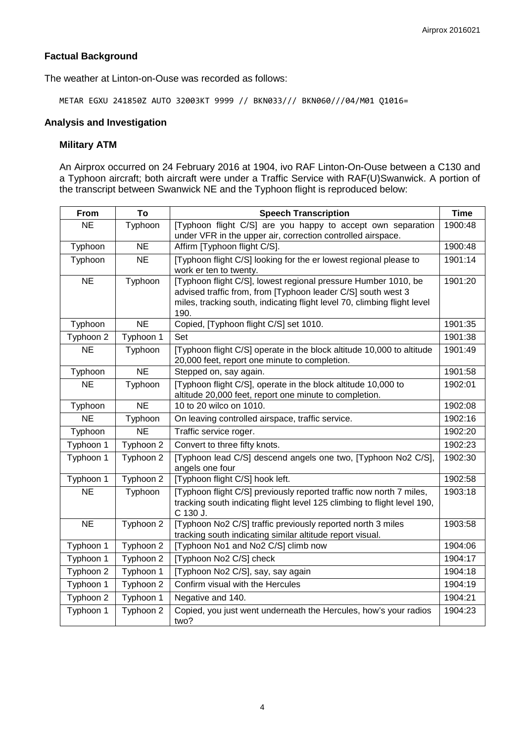## Factual Background

The weather at Linton-on-Ouse was recorded as follows:

```
METAR EGXU 241850Z AUTO 32003KT 9999 // BKN033/// BKN060///04/M01 Q1016=
```

## Analysis and Investigation

### Military ATM

An Airprox occurred on 24 February 2016 at 1904, ivo RAF Linton-On-Ouse between a C130 and a Typhoon aircraft; both aircraft were under a Traffic Service with RAF(U)Swanwick. A portion of the transcript between Swanwick NE and the Typhoon flight is reproduced below:

| From | To | Speech Transcription | Time |
|---|---|---|---|
| NE | Typhoon | [Typhoon flight C/S] are you happy to accept own separation under VFR in the upper air, correction controlled airspace. | 1900:48 |
| Typhoon | NE | Affirm [Typhoon flight C/S]. | 1900:48 |
| Typhoon | NE | [Typhoon flight C/S] looking for the er lowest regional please to work er ten to twenty. | 1901:14 |
| NE | Typhoon | [Typhoon flight C/S], lowest regional pressure Humber 1010, be advised traffic from, from [Typhoon leader C/S] south west 3 miles, tracking south, indicating flight level 70, climbing flight level 190. | 1901:20 |
| Typhoon | NE | Copied, [Typhoon flight C/S] set 1010. | 1901:35 |
| Typhoon 2 | Typhoon 1 | Set | 1901:38 |
| NE | Typhoon | [Typhoon flight C/S] operate in the block altitude 10,000 to altitude 20,000 feet, report one minute to completion. | 1901:49 |
| Typhoon | NE | Stepped on, say again. | 1901:58 |
| NE | Typhoon | [Typhoon flight C/S], operate in the block altitude 10,000 to altitude 20,000 feet, report one minute to completion. | 1902:01 |
| Typhoon | NE | 10 to 20 wilco on 1010. | 1902:08 |
| NE | Typhoon | On leaving controlled airspace, traffic service. | 1902:16 |
| Typhoon | NE | Traffic service roger. | 1902:20 |
| Typhoon 1 | Typhoon 2 | Convert to three fifty knots. | 1902:23 |
| Typhoon 1 | Typhoon 2 | [Typhoon lead C/S] descend angels one two, [Typhoon No2 C/S], angels one four | 1902:30 |
| Typhoon 1 | Typhoon 2 | [Typhoon flight C/S] hook left. | 1902:58 |
| NE | Typhoon | [Typhoon flight C/S] previously reported traffic now north 7 miles, tracking south indicating flight level 125 climbing to flight level 190, C 130 J. | 1903:18 |
| NE | Typhoon 2 | [Typhoon No2 C/S] traffic previously reported north 3 miles tracking south indicating similar altitude report visual. | 1903:58 |
| Typhoon 1 | Typhoon 2 | [Typhoon No1 and No2 C/S] climb now | 1904:06 |
| Typhoon 1 | Typhoon 2 | [Typhoon No2 C/S] check | 1904:17 |
| Typhoon 2 | Typhoon 1 | [Typhoon No2 C/S], say, say again | 1904:18 |
| Typhoon 1 | Typhoon 2 | Confirm visual with the Hercules | 1904:19 |
| Typhoon 2 | Typhoon 1 | Negative and 140. | 1904:21 |
| Typhoon 1 | Typhoon 2 | Copied, you just went underneath the Hercules, how's your radios two? | 1904:23 |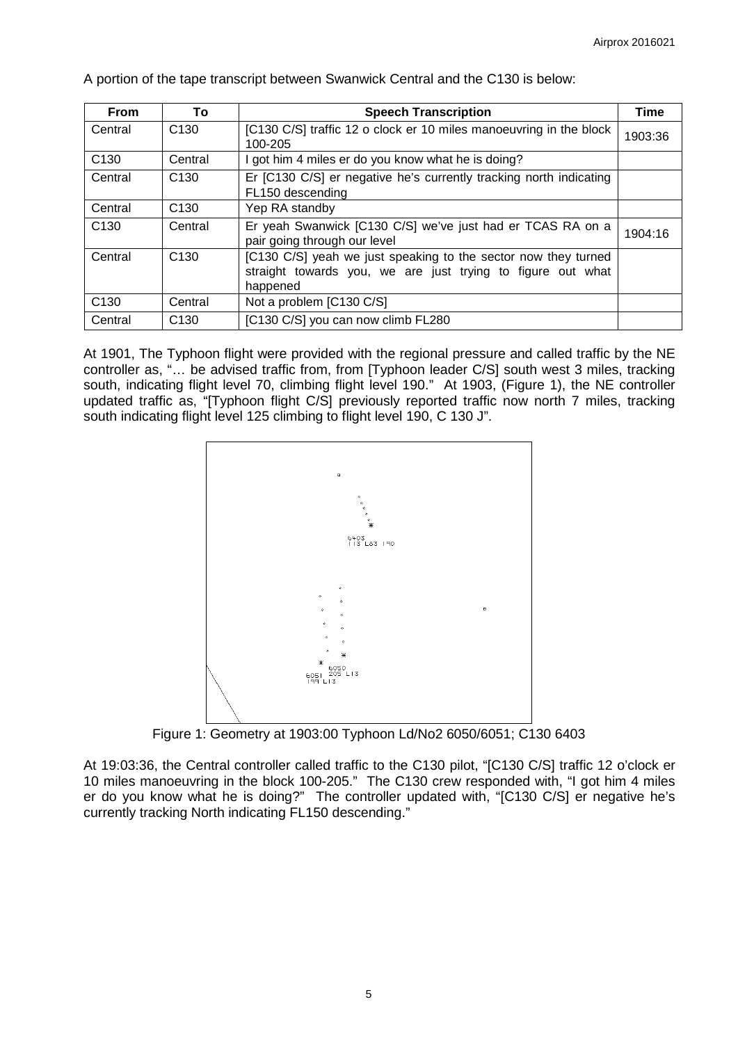A portion of the tape transcript between Swanwick Central and the C130 is below:

| From | To | Speech Transcription | Time |
|---|---|---|---|
| Central | C130 | [C130 C/S] traffic 12 o clock er 10 miles manoeuvring in the block 100-205 | 1903:36 |
| C130 | Central | I got him 4 miles er do you know what he is doing? | |
| Central | C130 | Er [C130 C/S] er negative he's currently tracking north indicating FL150 descending | |
| Central | C130 | Yep RA standby | |
| C130 | Central | Er yeah Swanwick [C130 C/S] we've just had er TCAS RA on a pair going through our level | 1904:16 |
| Central | C130 | [C130 C/S] yeah we just speaking to the sector now they turned straight towards you, we are just trying to figure out what happened | |
| C130 | Central | Not a problem [C130 C/S] | |
| Central | C130 | [C130 C/S] you can now climb FL280 | |

At 1901, The Typhoon flight were provided with the regional pressure and called traffic by the NE controller as, "… be advised traffic from, from [Typhoon leader C/S] south west 3 miles, tracking south, indicating flight level 70, climbing flight level 190." At 1903, (Figure 1), the NE controller updated traffic as, "[Typhoon flight C/S] previously reported traffic now north 7 miles, tracking south indicating flight level 125 climbing to flight level 190, C 130 J".

Figure 1: Geometry at 1903:00 Typhoon Ld/No2 6050/6051; C130 6403

At 19:03:36, the Central controller called traffic to the C130 pilot, "[C130 C/S] traffic 12 o'clock er 10 miles manoeuvring in the block 100-205." The C130 crew responded with, "I got him 4 miles er do you know what he is doing?" The controller updated with, "[C130 C/S] er negative he's currently tracking North indicating FL150 descending."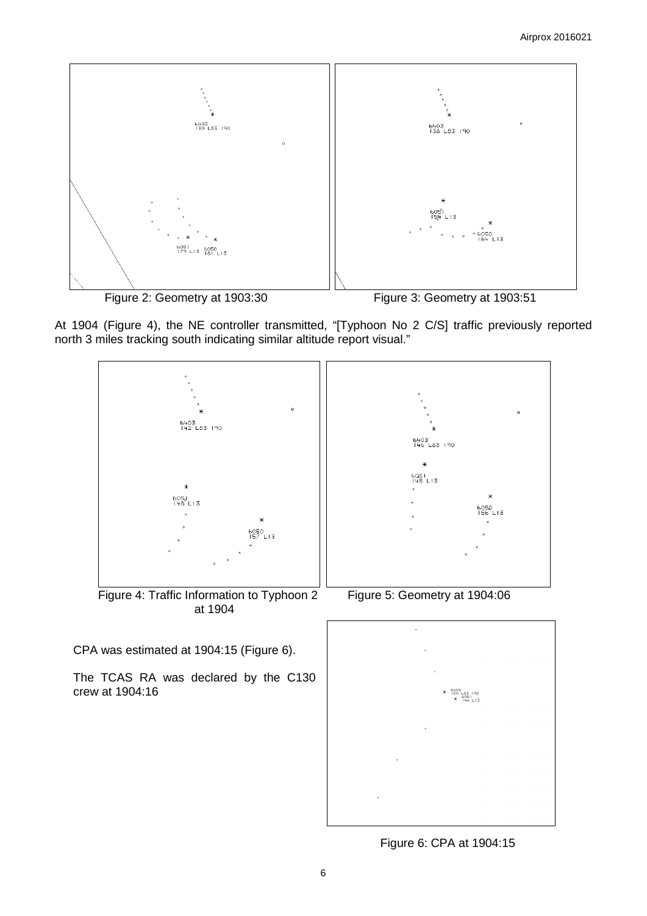Figure 2: Geometry at 1903:30

Figure 3: Geometry at 1903:51

At 1904 (Figure 4), the NE controller transmitted, "[Typhoon No 2 C/S] traffic previously reported north 3 miles tracking south indicating similar altitude report visual."

Figure 4: Traffic Information to Typhoon 2 at 1904

Figure 5: Geometry at 1904:06

CPA was estimated at 1904:15 (Figure 6).

The TCAS RA was declared by the C130 crew at 1904:16

Figure 6: CPA at 1904:15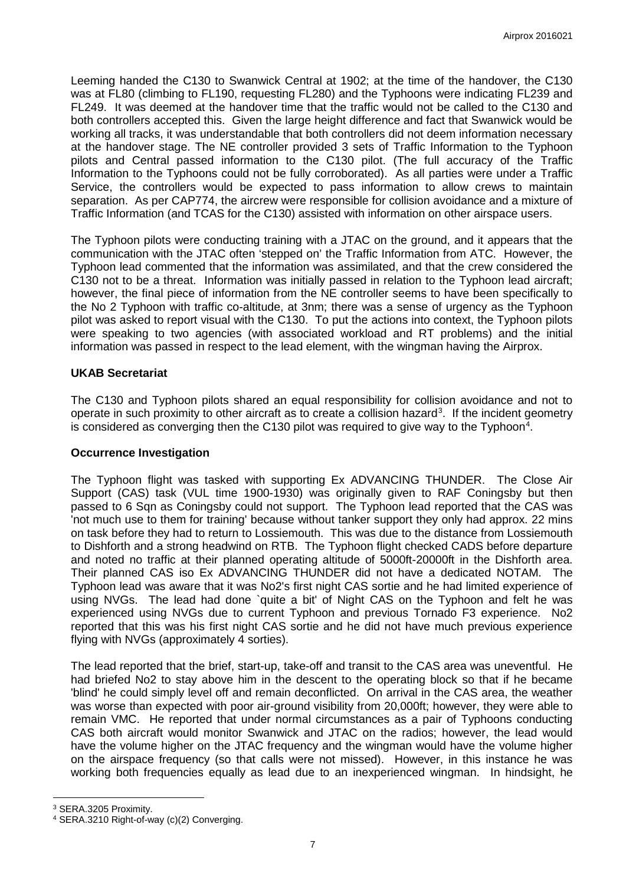Leeming handed the C130 to Swanwick Central at 1902; at the time of the handover, the C130 was at FL80 (climbing to FL190, requesting FL280) and the Typhoons were indicating FL239 and FL249. It was deemed at the handover time that the traffic would not be called to the C130 and both controllers accepted this. Given the large height difference and fact that Swanwick would be working all tracks, it was understandable that both controllers did not deem information necessary at the handover stage. The NE controller provided 3 sets of Traffic Information to the Typhoon pilots and Central passed information to the C130 pilot. (The full accuracy of the Traffic Information to the Typhoons could not be fully corroborated). As all parties were under a Traffic Service, the controllers would be expected to pass information to allow crews to maintain separation. As per CAP774, the aircrew were responsible for collision avoidance and a mixture of Traffic Information (and TCAS for the C130) assisted with information on other airspace users.

The Typhoon pilots were conducting training with a JTAC on the ground, and it appears that the communication with the JTAC often 'stepped on' the Traffic Information from ATC. However, the Typhoon lead commented that the information was assimilated, and that the crew considered the C130 not to be a threat. Information was initially passed in relation to the Typhoon lead aircraft; however, the final piece of information from the NE controller seems to have been specifically to the No 2 Typhoon with traffic co-altitude, at 3nm; there was a sense of urgency as the Typhoon pilot was asked to report visual with the C130. To put the actions into context, the Typhoon pilots were speaking to two agencies (with associated workload and RT problems) and the initial information was passed in respect to the lead element, with the wingman having the Airprox.

### UKAB Secretariat

The C130 and Typhoon pilots shared an equal responsibility for collision avoidance and not to operate in such proximity to other aircraft as to create a collision hazard[3]. If the incident geometry is considered as converging then the C130 pilot was required to give way to the Typhoon[4].

### Occurrence Investigation

The Typhoon flight was tasked with supporting Ex ADVANCING THUNDER. The Close Air Support (CAS) task (VUL time 1900-1930) was originally given to RAF Coningsby but then passed to 6 Sqn as Coningsby could not support. The Typhoon lead reported that the CAS was 'not much use to them for training' because without tanker support they only had approx. 22 mins on task before they had to return to Lossiemouth. This was due to the distance from Lossiemouth to Dishforth and a strong headwind on RTB. The Typhoon flight checked CADS before departure and noted no traffic at their planned operating altitude of 5000ft-20000ft in the Dishforth area. Their planned CAS iso Ex ADVANCING THUNDER did not have a dedicated NOTAM. The Typhoon lead was aware that it was No2's first night CAS sortie and he had limited experience of using NVGs. The lead had done `quite a bit' of Night CAS on the Typhoon and felt he was experienced using NVGs due to current Typhoon and previous Tornado F3 experience. No2 reported that this was his first night CAS sortie and he did not have much previous experience flying with NVGs (approximately 4 sorties).

The lead reported that the brief, start-up, take-off and transit to the CAS area was uneventful. He had briefed No2 to stay above him in the descent to the operating block so that if he became 'blind' he could simply level off and remain deconflicted. On arrival in the CAS area, the weather was worse than expected with poor air-ground visibility from 20,000ft; however, they were able to remain VMC. He reported that under normal circumstances as a pair of Typhoons conducting CAS both aircraft would monitor Swanwick and JTAC on the radios; however, the lead would have the volume higher on the JTAC frequency and the wingman would have the volume higher on the airspace frequency (so that calls were not missed). However, in this instance he was working both frequencies equally as lead due to an inexperienced wingman. In hindsight, he

---

[3] SERA.3205 Proximity.

[4] SERA.3210 Right-of-way (c)(2) Converging.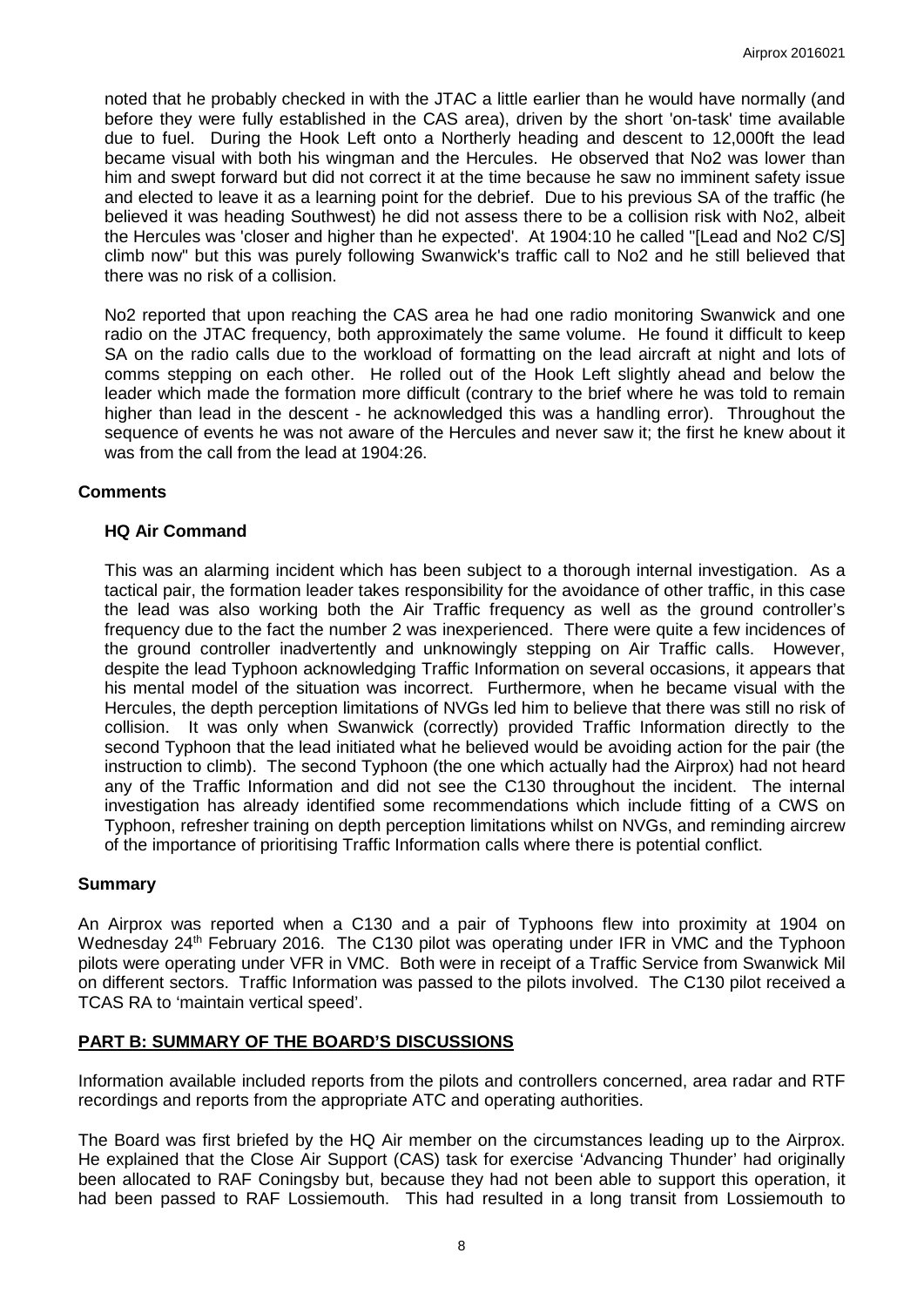noted that he probably checked in with the JTAC a little earlier than he would have normally (and before they were fully established in the CAS area), driven by the short 'on-task' time available due to fuel. During the Hook Left onto a Northerly heading and descent to 12,000ft the lead became visual with both his wingman and the Hercules. He observed that No2 was lower than him and swept forward but did not correct it at the time because he saw no imminent safety issue and elected to leave it as a learning point for the debrief. Due to his previous SA of the traffic (he believed it was heading Southwest) he did not assess there to be a collision risk with No2, albeit the Hercules was 'closer and higher than he expected'. At 1904:10 he called "[Lead and No2 C/S] climb now" but this was purely following Swanwick's traffic call to No2 and he still believed that there was no risk of a collision.

No2 reported that upon reaching the CAS area he had one radio monitoring Swanwick and one radio on the JTAC frequency, both approximately the same volume. He found it difficult to keep SA on the radio calls due to the workload of formatting on the lead aircraft at night and lots of comms stepping on each other. He rolled out of the Hook Left slightly ahead and below the leader which made the formation more difficult (contrary to the brief where he was told to remain higher than lead in the descent - he acknowledged this was a handling error). Throughout the sequence of events he was not aware of the Hercules and never saw it; the first he knew about it was from the call from the lead at 1904:26.

## Comments

### HQ Air Command

This was an alarming incident which has been subject to a thorough internal investigation. As a tactical pair, the formation leader takes responsibility for the avoidance of other traffic, in this case the lead was also working both the Air Traffic frequency as well as the ground controller's frequency due to the fact the number 2 was inexperienced. There were quite a few incidences of the ground controller inadvertently and unknowingly stepping on Air Traffic calls. However, despite the lead Typhoon acknowledging Traffic Information on several occasions, it appears that his mental model of the situation was incorrect. Furthermore, when he became visual with the Hercules, the depth perception limitations of NVGs led him to believe that there was still no risk of collision. It was only when Swanwick (correctly) provided Traffic Information directly to the second Typhoon that the lead initiated what he believed would be avoiding action for the pair (the instruction to climb). The second Typhoon (the one which actually had the Airprox) had not heard any of the Traffic Information and did not see the C130 throughout the incident. The internal investigation has already identified some recommendations which include fitting of a CWS on Typhoon, refresher training on depth perception limitations whilst on NVGs, and reminding aircrew of the importance of prioritising Traffic Information calls where there is potential conflict.

## Summary

An Airprox was reported when a C130 and a pair of Typhoons flew into proximity at 1904 on Wednesday 24th February 2016. The C130 pilot was operating under IFR in VMC and the Typhoon pilots were operating under VFR in VMC. Both were in receipt of a Traffic Service from Swanwick Mil on different sectors. Traffic Information was passed to the pilots involved. The C130 pilot received a TCAS RA to 'maintain vertical speed'.

## PART B: SUMMARY OF THE BOARD'S DISCUSSIONS

Information available included reports from the pilots and controllers concerned, area radar and RTF recordings and reports from the appropriate ATC and operating authorities.

The Board was first briefed by the HQ Air member on the circumstances leading up to the Airprox. He explained that the Close Air Support (CAS) task for exercise 'Advancing Thunder' had originally been allocated to RAF Coningsby but, because they had not been able to support this operation, it had been passed to RAF Lossiemouth. This had resulted in a long transit from Lossiemouth to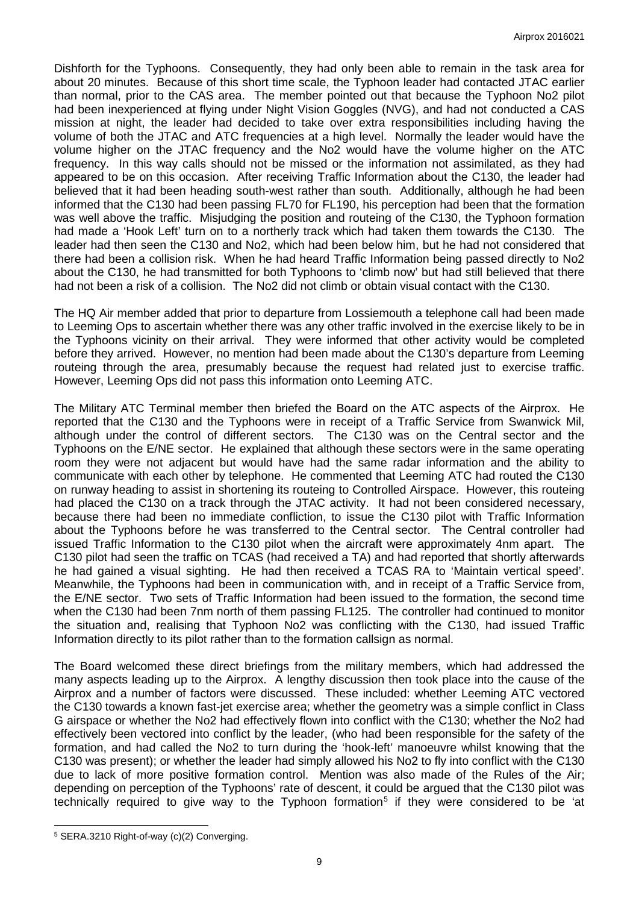Dishforth for the Typhoons. Consequently, they had only been able to remain in the task area for about 20 minutes. Because of this short time scale, the Typhoon leader had contacted JTAC earlier than normal, prior to the CAS area. The member pointed out that because the Typhoon No2 pilot had been inexperienced at flying under Night Vision Goggles (NVG), and had not conducted a CAS mission at night, the leader had decided to take over extra responsibilities including having the volume of both the JTAC and ATC frequencies at a high level. Normally the leader would have the volume higher on the JTAC frequency and the No2 would have the volume higher on the ATC frequency. In this way calls should not be missed or the information not assimilated, as they had appeared to be on this occasion. After receiving Traffic Information about the C130, the leader had believed that it had been heading south-west rather than south. Additionally, although he had been informed that the C130 had been passing FL70 for FL190, his perception had been that the formation was well above the traffic. Misjudging the position and routeing of the C130, the Typhoon formation had made a 'Hook Left' turn on to a northerly track which had taken them towards the C130. The leader had then seen the C130 and No2, which had been below him, but he had not considered that there had been a collision risk. When he had heard Traffic Information being passed directly to No2 about the C130, he had transmitted for both Typhoons to 'climb now' but had still believed that there had not been a risk of a collision. The No2 did not climb or obtain visual contact with the C130.

The HQ Air member added that prior to departure from Lossiemouth a telephone call had been made to Leeming Ops to ascertain whether there was any other traffic involved in the exercise likely to be in the Typhoons vicinity on their arrival. They were informed that other activity would be completed before they arrived. However, no mention had been made about the C130's departure from Leeming routeing through the area, presumably because the request had related just to exercise traffic. However, Leeming Ops did not pass this information onto Leeming ATC.

The Military ATC Terminal member then briefed the Board on the ATC aspects of the Airprox. He reported that the C130 and the Typhoons were in receipt of a Traffic Service from Swanwick Mil, although under the control of different sectors. The C130 was on the Central sector and the Typhoons on the E/NE sector. He explained that although these sectors were in the same operating room they were not adjacent but would have had the same radar information and the ability to communicate with each other by telephone. He commented that Leeming ATC had routed the C130 on runway heading to assist in shortening its routeing to Controlled Airspace. However, this routeing had placed the C130 on a track through the JTAC activity. It had not been considered necessary, because there had been no immediate confliction, to issue the C130 pilot with Traffic Information about the Typhoons before he was transferred to the Central sector. The Central controller had issued Traffic Information to the C130 pilot when the aircraft were approximately 4nm apart. The C130 pilot had seen the traffic on TCAS (had received a TA) and had reported that shortly afterwards he had gained a visual sighting. He had then received a TCAS RA to 'Maintain vertical speed'. Meanwhile, the Typhoons had been in communication with, and in receipt of a Traffic Service from, the E/NE sector. Two sets of Traffic Information had been issued to the formation, the second time when the C130 had been 7nm north of them passing FL125. The controller had continued to monitor the situation and, realising that Typhoon No2 was conflicting with the C130, had issued Traffic Information directly to its pilot rather than to the formation callsign as normal.

The Board welcomed these direct briefings from the military members, which had addressed the many aspects leading up to the Airprox. A lengthy discussion then took place into the cause of the Airprox and a number of factors were discussed. These included: whether Leeming ATC vectored the C130 towards a known fast-jet exercise area; whether the geometry was a simple conflict in Class G airspace or whether the No2 had effectively flown into conflict with the C130; whether the No2 had effectively been vectored into conflict by the leader, (who had been responsible for the safety of the formation, and had called the No2 to turn during the 'hook-left' manoeuvre whilst knowing that the C130 was present); or whether the leader had simply allowed his No2 to fly into conflict with the C130 due to lack of more positive formation control. Mention was also made of the Rules of the Air; depending on perception of the Typhoons' rate of descent, it could be argued that the C130 pilot was technically required to give way to the Typhoon formation[5] if they were considered to be 'at

[5] SERA.3210 Right-of-way (c)(2) Converging.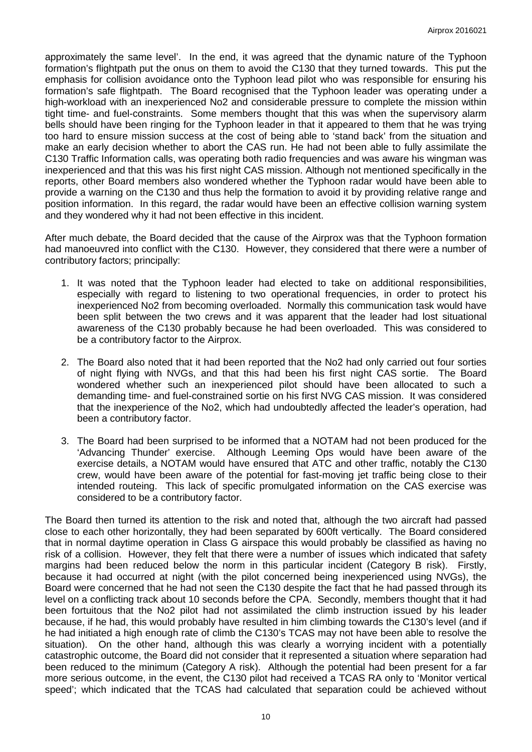approximately the same level'. In the end, it was agreed that the dynamic nature of the Typhoon formation's flightpath put the onus on them to avoid the C130 that they turned towards. This put the emphasis for collision avoidance onto the Typhoon lead pilot who was responsible for ensuring his formation's safe flightpath. The Board recognised that the Typhoon leader was operating under a high-workload with an inexperienced No2 and considerable pressure to complete the mission within tight time- and fuel-constraints. Some members thought that this was when the supervisory alarm bells should have been ringing for the Typhoon leader in that it appeared to them that he was trying too hard to ensure mission success at the cost of being able to 'stand back' from the situation and make an early decision whether to abort the CAS run. He had not been able to fully assimilate the C130 Traffic Information calls, was operating both radio frequencies and was aware his wingman was inexperienced and that this was his first night CAS mission. Although not mentioned specifically in the reports, other Board members also wondered whether the Typhoon radar would have been able to provide a warning on the C130 and thus help the formation to avoid it by providing relative range and position information. In this regard, the radar would have been an effective collision warning system and they wondered why it had not been effective in this incident.

After much debate, the Board decided that the cause of the Airprox was that the Typhoon formation had manoeuvred into conflict with the C130. However, they considered that there were a number of contributory factors; principally:

1. It was noted that the Typhoon leader had elected to take on additional responsibilities, especially with regard to listening to two operational frequencies, in order to protect his inexperienced No2 from becoming overloaded. Normally this communication task would have been split between the two crews and it was apparent that the leader had lost situational awareness of the C130 probably because he had been overloaded. This was considered to be a contributory factor to the Airprox.

2. The Board also noted that it had been reported that the No2 had only carried out four sorties of night flying with NVGs, and that this had been his first night CAS sortie. The Board wondered whether such an inexperienced pilot should have been allocated to such a demanding time- and fuel-constrained sortie on his first NVG CAS mission. It was considered that the inexperience of the No2, which had undoubtedly affected the leader's operation, had been a contributory factor.

3. The Board had been surprised to be informed that a NOTAM had not been produced for the 'Advancing Thunder' exercise. Although Leeming Ops would have been aware of the exercise details, a NOTAM would have ensured that ATC and other traffic, notably the C130 crew, would have been aware of the potential for fast-moving jet traffic being close to their intended routeing. This lack of specific promulgated information on the CAS exercise was considered to be a contributory factor.

The Board then turned its attention to the risk and noted that, although the two aircraft had passed close to each other horizontally, they had been separated by 600ft vertically. The Board considered that in normal daytime operation in Class G airspace this would probably be classified as having no risk of a collision. However, they felt that there were a number of issues which indicated that safety margins had been reduced below the norm in this particular incident (Category B risk). Firstly, because it had occurred at night (with the pilot concerned being inexperienced using NVGs), the Board were concerned that he had not seen the C130 despite the fact that he had passed through its level on a conflicting track about 10 seconds before the CPA. Secondly, members thought that it had been fortuitous that the No2 pilot had not assimilated the climb instruction issued by his leader because, if he had, this would probably have resulted in him climbing towards the C130's level (and if he had initiated a high enough rate of climb the C130's TCAS may not have been able to resolve the situation). On the other hand, although this was clearly a worrying incident with a potentially catastrophic outcome, the Board did not consider that it represented a situation where separation had been reduced to the minimum (Category A risk). Although the potential had been present for a far more serious outcome, in the event, the C130 pilot had received a TCAS RA only to 'Monitor vertical speed'; which indicated that the TCAS had calculated that separation could be achieved without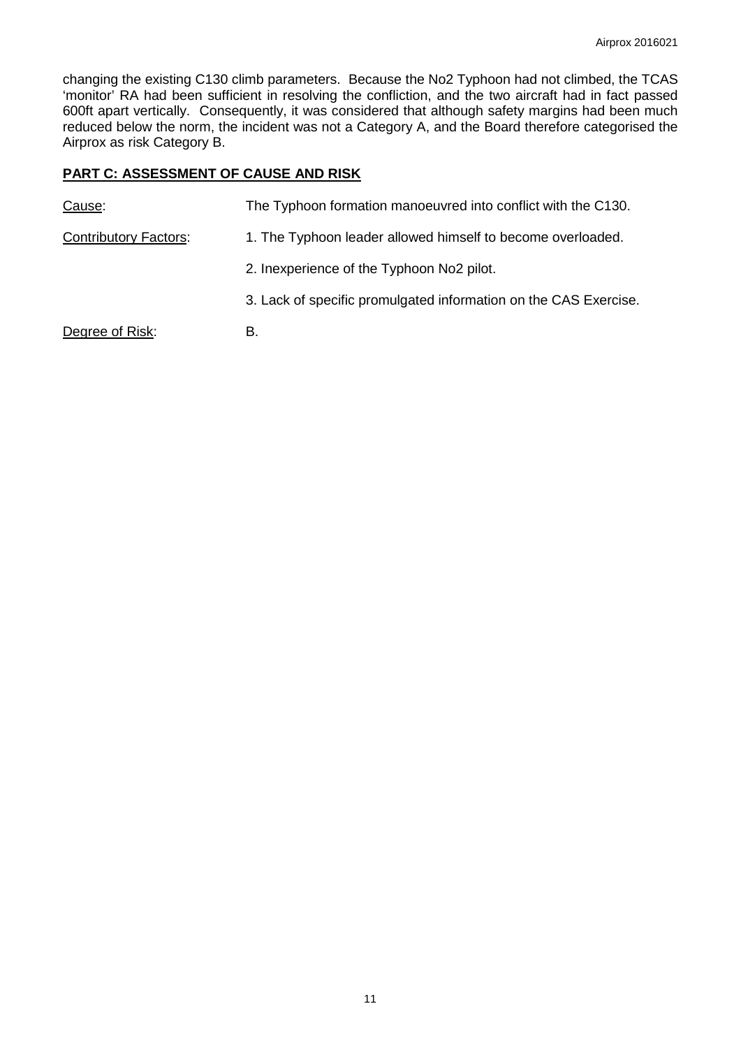changing the existing C130 climb parameters. Because the No2 Typhoon had not climbed, the TCAS 'monitor' RA had been sufficient in resolving the confliction, and the two aircraft had in fact passed 600ft apart vertically. Consequently, it was considered that although safety margins had been much reduced below the norm, the incident was not a Category A, and the Board therefore categorised the Airprox as risk Category B.

## PART C: ASSESSMENT OF CAUSE AND RISK

Cause: The Typhoon formation manoeuvred into conflict with the C130.

Contributory Factors:

1. The Typhoon leader allowed himself to become overloaded.
2. Inexperience of the Typhoon No2 pilot.
3. Lack of specific promulgated information on the CAS Exercise.

Degree of Risk: B.